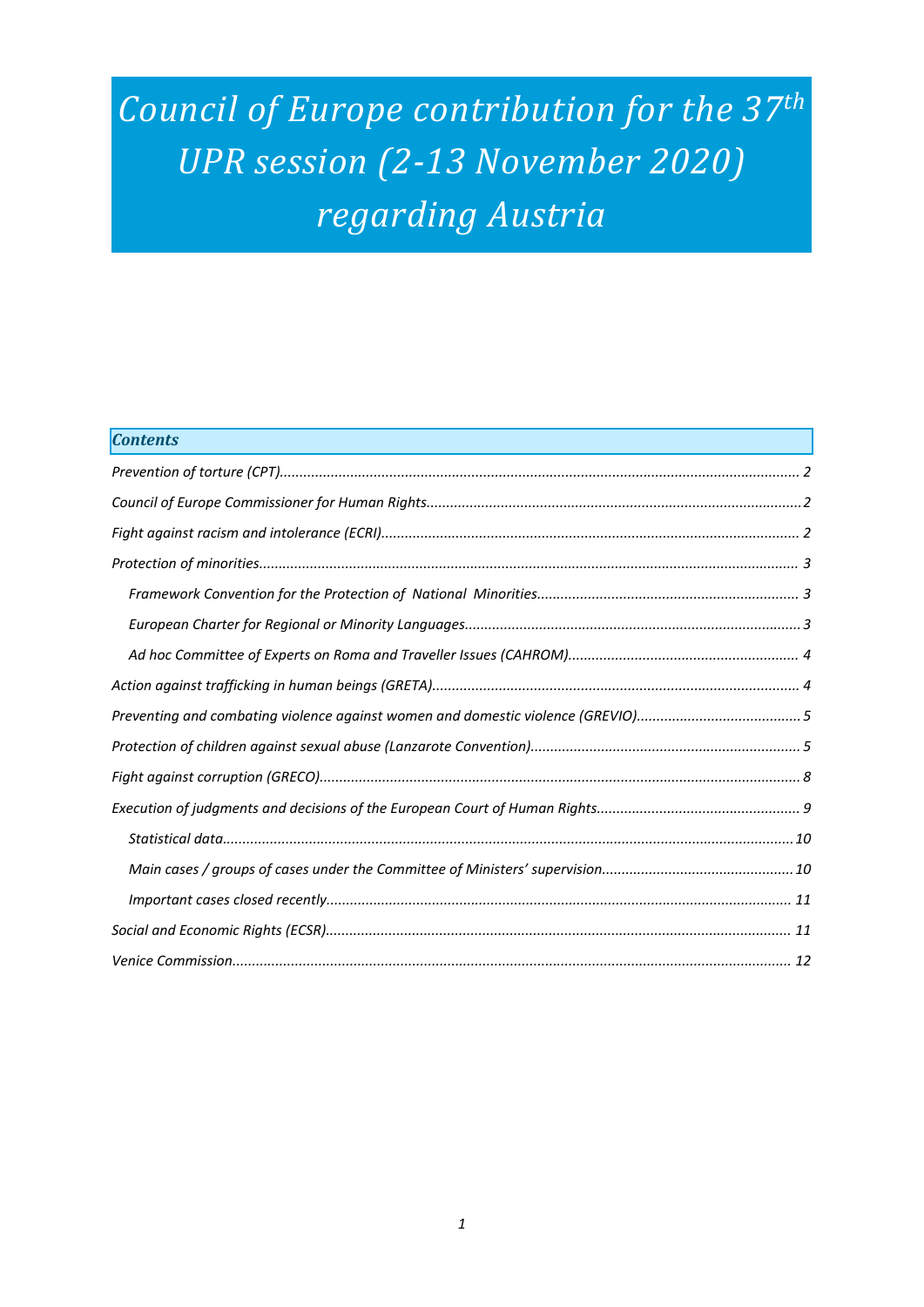# *Council of Europe contribution for the 37th UPR session (2-13 November 2020) regarding Austria*

***Contents***

*Prevention of torture (CPT)* ........ 2

*Council of Europe Commissioner for Human Rights* ........ 2

*Fight against racism and intolerance (ECRI)* ........ 2

*Protection of minorities* ........ 3

- *Framework Convention for the Protection of National Minorities* ........ 3
- *European Charter for Regional or Minority Languages* ........ 3
- *Ad hoc Committee of Experts on Roma and Traveller Issues (CAHROM)* ........ 4

*Action against trafficking in human beings (GRETA)* ........ 4

*Preventing and combating violence against women and domestic violence (GREVIO)* ........ 5

*Protection of children against sexual abuse (Lanzarote Convention)* ........ 5

*Fight against corruption (GRECO)* ........ 8

*Execution of judgments and decisions of the European Court of Human Rights* ........ 9

- *Statistical data* ........ 10
- *Main cases / groups of cases under the Committee of Ministers' supervision* ........ 10
- *Important cases closed recently* ........ 11

*Social and Economic Rights (ECSR)* ........ 11

*Venice Commission* ........ 12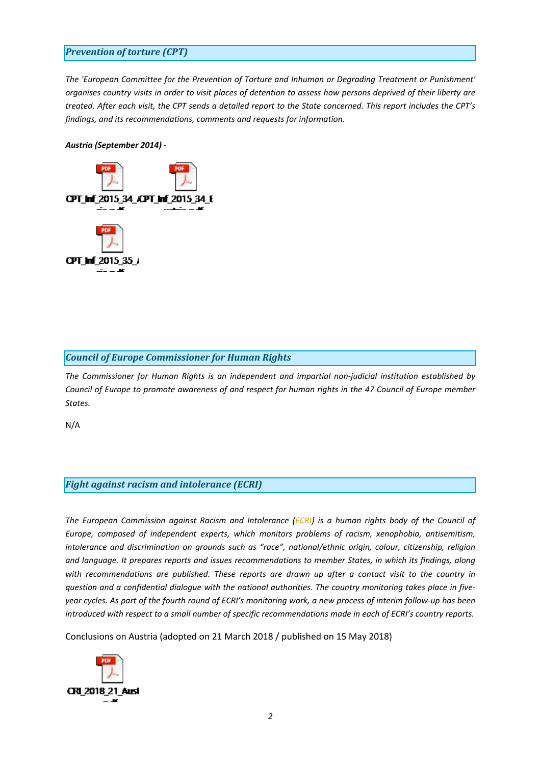## *Prevention of torture (CPT)*

*The 'European Committee for the Prevention of Torture and Inhuman or Degrading Treatment or Punishment' organises country visits in order to visit places of detention to assess how persons deprived of their liberty are treated. After each visit, the CPT sends a detailed report to the State concerned. This report includes the CPT's findings, and its recommendations, comments and requests for information.*

***Austria (September 2014)*** -

CPT_Inf_2015_34_ CPT_Inf_2015_34_E

CPT_Inf_2015_35_

## *Council of Europe Commissioner for Human Rights*

*The Commissioner for Human Rights is an independent and impartial non-judicial institution established by Council of Europe to promote awareness of and respect for human rights in the 47 Council of Europe member States.*

N/A

## *Fight against racism and intolerance (ECRI)*

*The European Commission against Racism and Intolerance (ECRI) is a human rights body of the Council of Europe, composed of independent experts, which monitors problems of racism, xenophobia, antisemitism, intolerance and discrimination on grounds such as "race", national/ethnic origin, colour, citizenship, religion and language. It prepares reports and issues recommendations to member States, in which its findings, along with recommendations are published. These reports are drawn up after a contact visit to the country in question and a confidential dialogue with the national authorities. The country monitoring takes place in five-year cycles. As part of the fourth round of ECRI's monitoring work, a new process of interim follow-up has been introduced with respect to a small number of specific recommendations made in each of ECRI's country reports.*

Conclusions on Austria (adopted on 21 March 2018 / published on 15 May 2018)

CRI_2018_21_Aust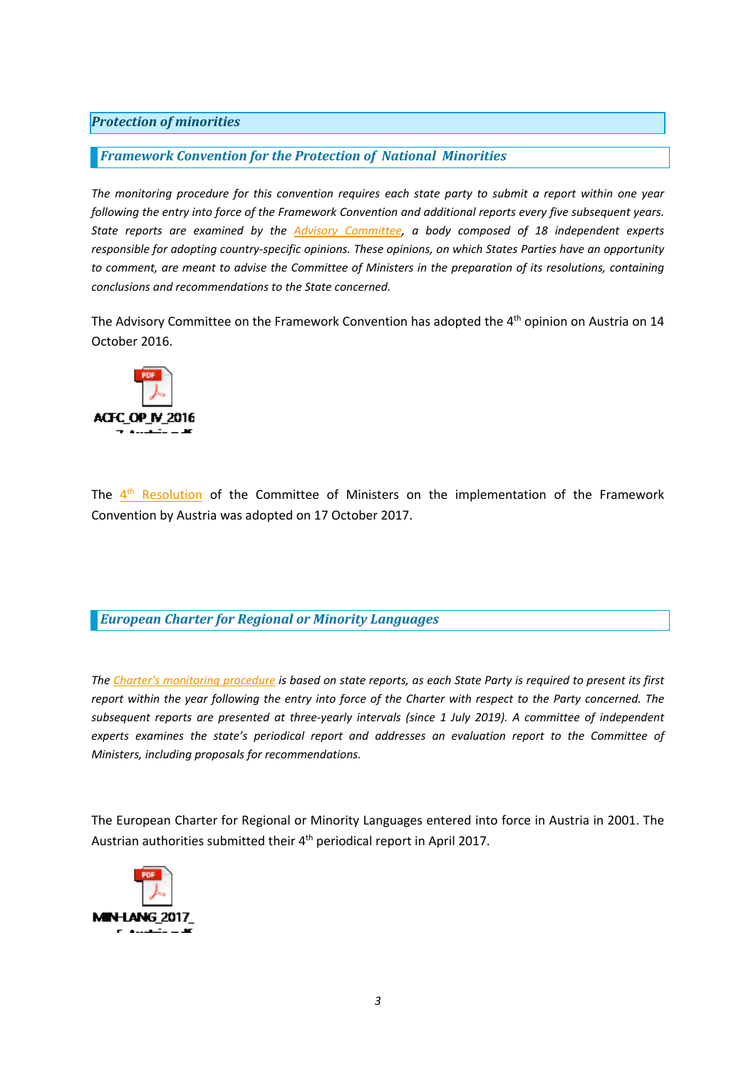## *Protection of minorities*

### *Framework Convention for the Protection of National Minorities*

*The monitoring procedure for this convention requires each state party to submit a report within one year following the entry into force of the Framework Convention and additional reports every five subsequent years. State reports are examined by the Advisory Committee, a body composed of 18 independent experts responsible for adopting country-specific opinions. These opinions, on which States Parties have an opportunity to comment, are meant to advise the Committee of Ministers in the preparation of its resolutions, containing conclusions and recommendations to the State concerned.*

The Advisory Committee on the Framework Convention has adopted the 4th opinion on Austria on 14 October 2016.

ACFC_OP_IV_2016 7 Austria.pdf

The 4th Resolution of the Committee of Ministers on the implementation of the Framework Convention by Austria was adopted on 17 October 2017.

### *European Charter for Regional or Minority Languages*

*The Charter's monitoring procedure is based on state reports, as each State Party is required to present its first report within the year following the entry into force of the Charter with respect to the Party concerned. The subsequent reports are presented at three-yearly intervals (since 1 July 2019). A committee of independent experts examines the state's periodical report and addresses an evaluation report to the Committee of Ministers, including proposals for recommendations.*

The European Charter for Regional or Minority Languages entered into force in Austria in 2001. The Austrian authorities submitted their 4th periodical report in April 2017.

MIN-LANG_2017_5 Austria.pdf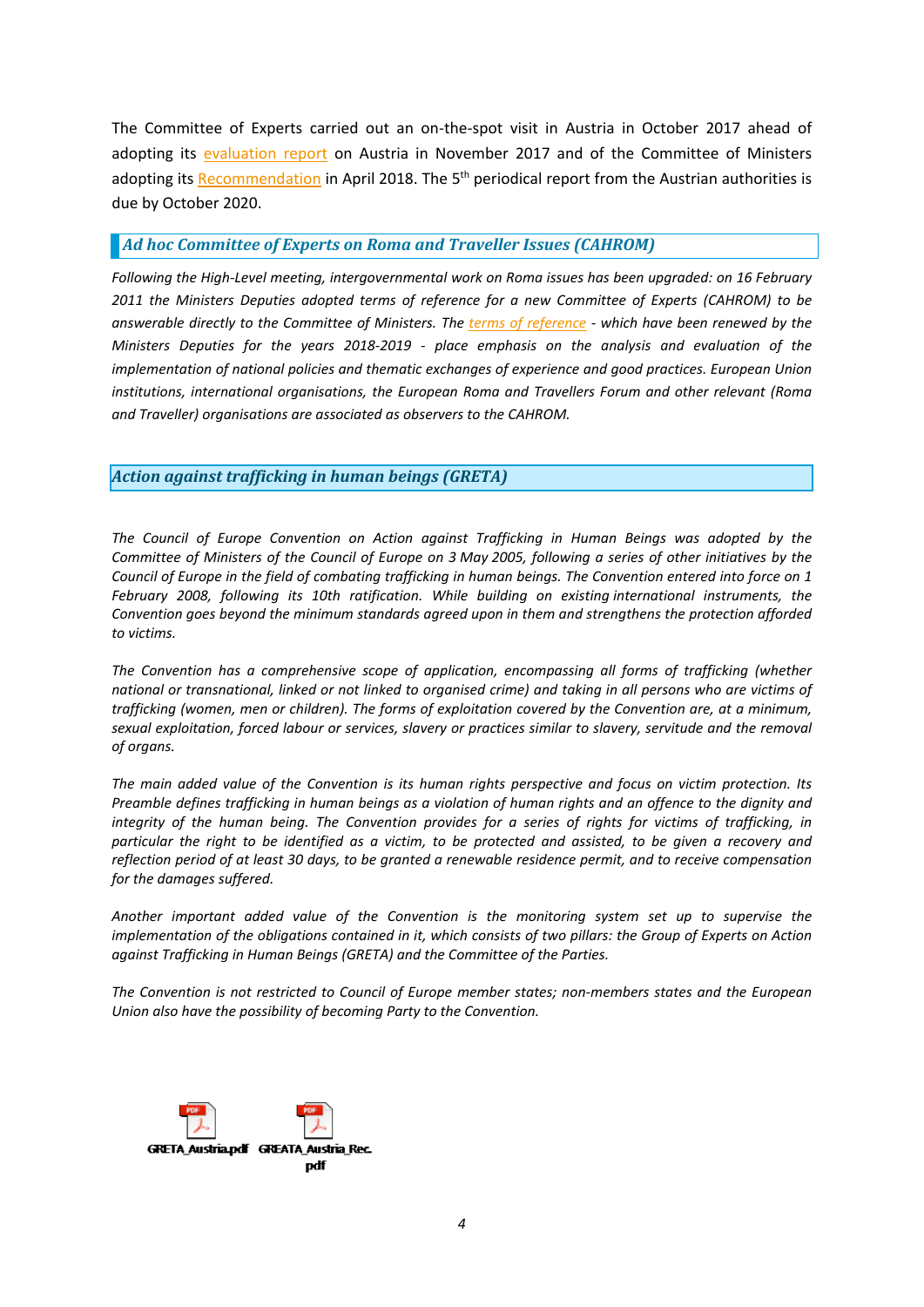The Committee of Experts carried out an on-the-spot visit in Austria in October 2017 ahead of adopting its evaluation report on Austria in November 2017 and of the Committee of Ministers adopting its Recommendation in April 2018. The 5th periodical report from the Austrian authorities is due by October 2020.

## *Ad hoc Committee of Experts on Roma and Traveller Issues (CAHROM)*

*Following the High-Level meeting, intergovernmental work on Roma issues has been upgraded: on 16 February 2011 the Ministers Deputies adopted terms of reference for a new Committee of Experts (CAHROM) to be answerable directly to the Committee of Ministers. The terms of reference - which have been renewed by the Ministers Deputies for the years 2018-2019 - place emphasis on the analysis and evaluation of the implementation of national policies and thematic exchanges of experience and good practices. European Union institutions, international organisations, the European Roma and Travellers Forum and other relevant (Roma and Traveller) organisations are associated as observers to the CAHROM.*

## *Action against trafficking in human beings (GRETA)*

*The Council of Europe Convention on Action against Trafficking in Human Beings was adopted by the Committee of Ministers of the Council of Europe on 3 May 2005, following a series of other initiatives by the Council of Europe in the field of combating trafficking in human beings. The Convention entered into force on 1 February 2008, following its 10th ratification. While building on existing international instruments, the Convention goes beyond the minimum standards agreed upon in them and strengthens the protection afforded to victims.*

*The Convention has a comprehensive scope of application, encompassing all forms of trafficking (whether national or transnational, linked or not linked to organised crime) and taking in all persons who are victims of trafficking (women, men or children). The forms of exploitation covered by the Convention are, at a minimum, sexual exploitation, forced labour or services, slavery or practices similar to slavery, servitude and the removal of organs.*

*The main added value of the Convention is its human rights perspective and focus on victim protection. Its Preamble defines trafficking in human beings as a violation of human rights and an offence to the dignity and integrity of the human being. The Convention provides for a series of rights for victims of trafficking, in particular the right to be identified as a victim, to be protected and assisted, to be given a recovery and reflection period of at least 30 days, to be granted a renewable residence permit, and to receive compensation for the damages suffered.*

*Another important added value of the Convention is the monitoring system set up to supervise the implementation of the obligations contained in it, which consists of two pillars: the Group of Experts on Action against Trafficking in Human Beings (GRETA) and the Committee of the Parties.*

*The Convention is not restricted to Council of Europe member states; non-members states and the European Union also have the possibility of becoming Party to the Convention.*

GRETA_Austria.pdf GREATA_Austria_Rec.pdf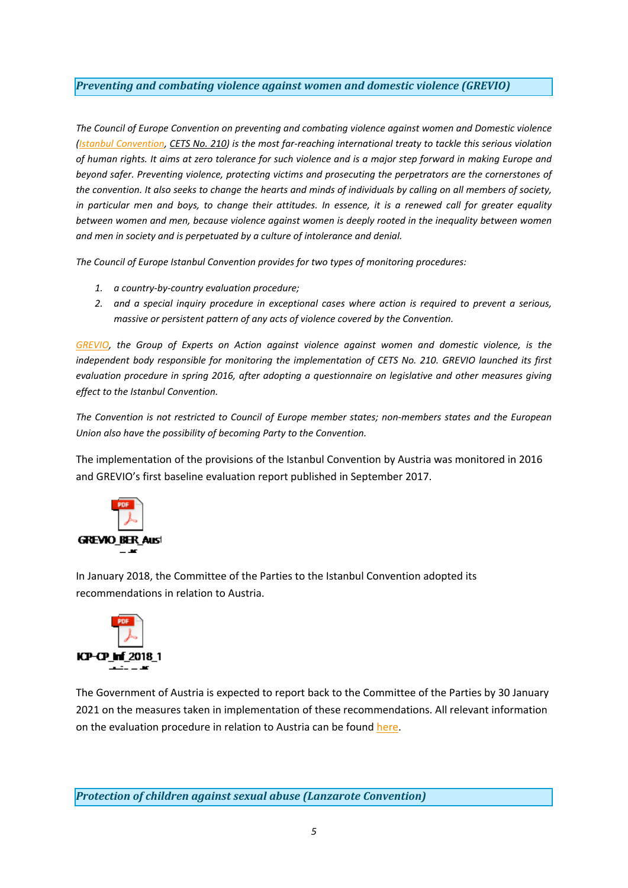## *Preventing and combating violence against women and domestic violence (GREVIO)*

*The Council of Europe Convention on preventing and combating violence against women and Domestic violence (Istanbul Convention, CETS No. 210) is the most far-reaching international treaty to tackle this serious violation of human rights. It aims at zero tolerance for such violence and is a major step forward in making Europe and beyond safer. Preventing violence, protecting victims and prosecuting the perpetrators are the cornerstones of the convention. It also seeks to change the hearts and minds of individuals by calling on all members of society, in particular men and boys, to change their attitudes. In essence, it is a renewed call for greater equality between women and men, because violence against women is deeply rooted in the inequality between women and men in society and is perpetuated by a culture of intolerance and denial.*

*The Council of Europe Istanbul Convention provides for two types of monitoring procedures:*

1. *a country-by-country evaluation procedure;*
2. *and a special inquiry procedure in exceptional cases where action is required to prevent a serious, massive or persistent pattern of any acts of violence covered by the Convention.*

*GREVIO, the Group of Experts on Action against violence against women and domestic violence, is the independent body responsible for monitoring the implementation of CETS No. 210. GREVIO launched its first evaluation procedure in spring 2016, after adopting a questionnaire on legislative and other measures giving effect to the Istanbul Convention.*

*The Convention is not restricted to Council of Europe member states; non-members states and the European Union also have the possibility of becoming Party to the Convention.*

The implementation of the provisions of the Istanbul Convention by Austria was monitored in 2016 and GREVIO's first baseline evaluation report published in September 2017.

GREVIO_BER_Aus

In January 2018, the Committee of the Parties to the Istanbul Convention adopted its recommendations in relation to Austria.

IC-CP_Inf_2018_1

The Government of Austria is expected to report back to the Committee of the Parties by 30 January 2021 on the measures taken in implementation of these recommendations. All relevant information on the evaluation procedure in relation to Austria can be found here.

## *Protection of children against sexual abuse (Lanzarote Convention)*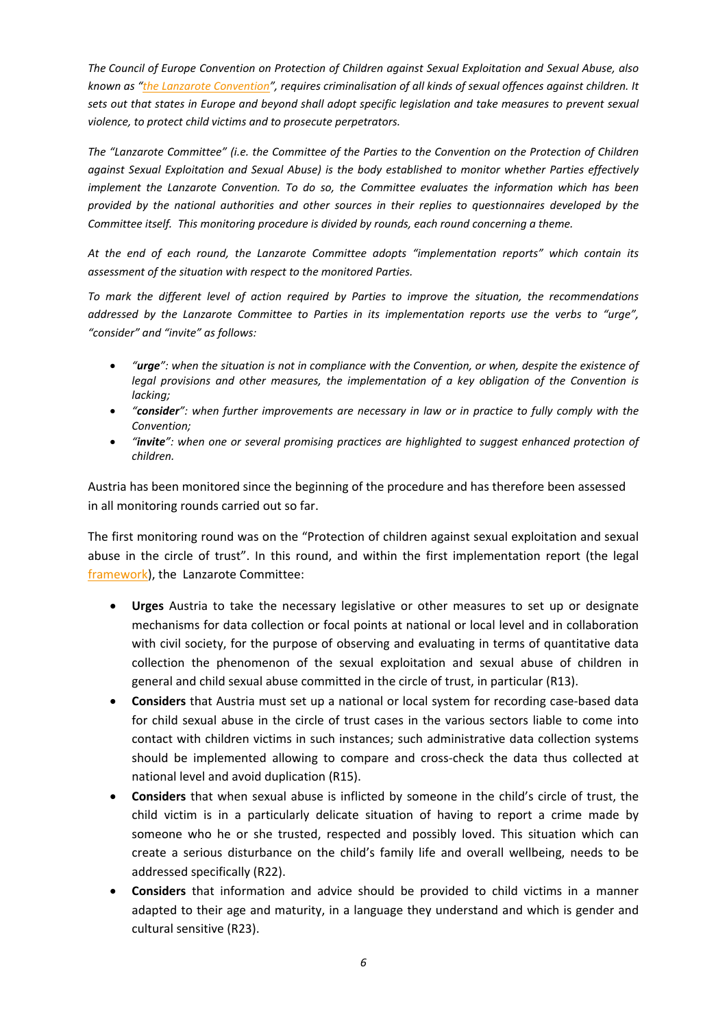*The Council of Europe Convention on Protection of Children against Sexual Exploitation and Sexual Abuse, also known as "the Lanzarote Convention", requires criminalisation of all kinds of sexual offences against children. It sets out that states in Europe and beyond shall adopt specific legislation and take measures to prevent sexual violence, to protect child victims and to prosecute perpetrators.*

*The "Lanzarote Committee" (i.e. the Committee of the Parties to the Convention on the Protection of Children against Sexual Exploitation and Sexual Abuse) is the body established to monitor whether Parties effectively implement the Lanzarote Convention. To do so, the Committee evaluates the information which has been provided by the national authorities and other sources in their replies to questionnaires developed by the Committee itself. This monitoring procedure is divided by rounds, each round concerning a theme.*

*At the end of each round, the Lanzarote Committee adopts "implementation reports" which contain its assessment of the situation with respect to the monitored Parties.*

*To mark the different level of action required by Parties to improve the situation, the recommendations addressed by the Lanzarote Committee to Parties in its implementation reports use the verbs to "urge", "consider" and "invite" as follows:*

- *"**urge**": when the situation is not in compliance with the Convention, or when, despite the existence of legal provisions and other measures, the implementation of a key obligation of the Convention is lacking;*
- *"**consider**": when further improvements are necessary in law or in practice to fully comply with the Convention;*
- *"**invite**": when one or several promising practices are highlighted to suggest enhanced protection of children.*

Austria has been monitored since the beginning of the procedure and has therefore been assessed in all monitoring rounds carried out so far.

The first monitoring round was on the "Protection of children against sexual exploitation and sexual abuse in the circle of trust". In this round, and within the first implementation report (the legal framework), the Lanzarote Committee:

- **Urges** Austria to take the necessary legislative or other measures to set up or designate mechanisms for data collection or focal points at national or local level and in collaboration with civil society, for the purpose of observing and evaluating in terms of quantitative data collection the phenomenon of the sexual exploitation and sexual abuse of children in general and child sexual abuse committed in the circle of trust, in particular (R13).
- **Considers** that Austria must set up a national or local system for recording case-based data for child sexual abuse in the circle of trust cases in the various sectors liable to come into contact with children victims in such instances; such administrative data collection systems should be implemented allowing to compare and cross-check the data thus collected at national level and avoid duplication (R15).
- **Considers** that when sexual abuse is inflicted by someone in the child's circle of trust, the child victim is in a particularly delicate situation of having to report a crime made by someone who he or she trusted, respected and possibly loved. This situation which can create a serious disturbance on the child's family life and overall wellbeing, needs to be addressed specifically (R22).
- **Considers** that information and advice should be provided to child victims in a manner adapted to their age and maturity, in a language they understand and which is gender and cultural sensitive (R23).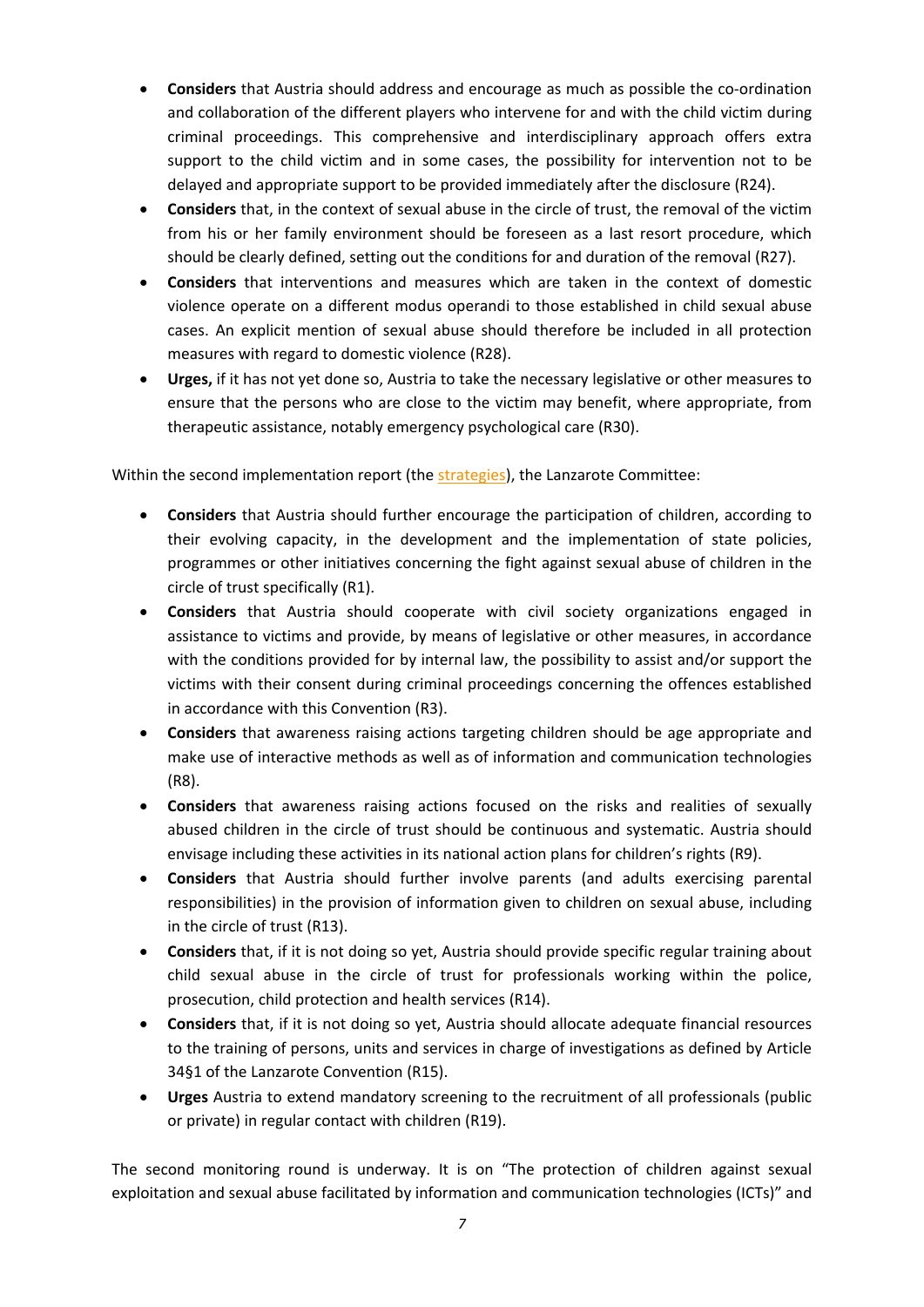- **Considers** that Austria should address and encourage as much as possible the co-ordination and collaboration of the different players who intervene for and with the child victim during criminal proceedings. This comprehensive and interdisciplinary approach offers extra support to the child victim and in some cases, the possibility for intervention not to be delayed and appropriate support to be provided immediately after the disclosure (R24).
- **Considers** that, in the context of sexual abuse in the circle of trust, the removal of the victim from his or her family environment should be foreseen as a last resort procedure, which should be clearly defined, setting out the conditions for and duration of the removal (R27).
- **Considers** that interventions and measures which are taken in the context of domestic violence operate on a different modus operandi to those established in child sexual abuse cases. An explicit mention of sexual abuse should therefore be included in all protection measures with regard to domestic violence (R28).
- **Urges,** if it has not yet done so, Austria to take the necessary legislative or other measures to ensure that the persons who are close to the victim may benefit, where appropriate, from therapeutic assistance, notably emergency psychological care (R30).

Within the second implementation report (the strategies), the Lanzarote Committee:

- **Considers** that Austria should further encourage the participation of children, according to their evolving capacity, in the development and the implementation of state policies, programmes or other initiatives concerning the fight against sexual abuse of children in the circle of trust specifically (R1).
- **Considers** that Austria should cooperate with civil society organizations engaged in assistance to victims and provide, by means of legislative or other measures, in accordance with the conditions provided for by internal law, the possibility to assist and/or support the victims with their consent during criminal proceedings concerning the offences established in accordance with this Convention (R3).
- **Considers** that awareness raising actions targeting children should be age appropriate and make use of interactive methods as well as of information and communication technologies (R8).
- **Considers** that awareness raising actions focused on the risks and realities of sexually abused children in the circle of trust should be continuous and systematic. Austria should envisage including these activities in its national action plans for children's rights (R9).
- **Considers** that Austria should further involve parents (and adults exercising parental responsibilities) in the provision of information given to children on sexual abuse, including in the circle of trust (R13).
- **Considers** that, if it is not doing so yet, Austria should provide specific regular training about child sexual abuse in the circle of trust for professionals working within the police, prosecution, child protection and health services (R14).
- **Considers** that, if it is not doing so yet, Austria should allocate adequate financial resources to the training of persons, units and services in charge of investigations as defined by Article 34§1 of the Lanzarote Convention (R15).
- **Urges** Austria to extend mandatory screening to the recruitment of all professionals (public or private) in regular contact with children (R19).

The second monitoring round is underway. It is on "The protection of children against sexual exploitation and sexual abuse facilitated by information and communication technologies (ICTs)" and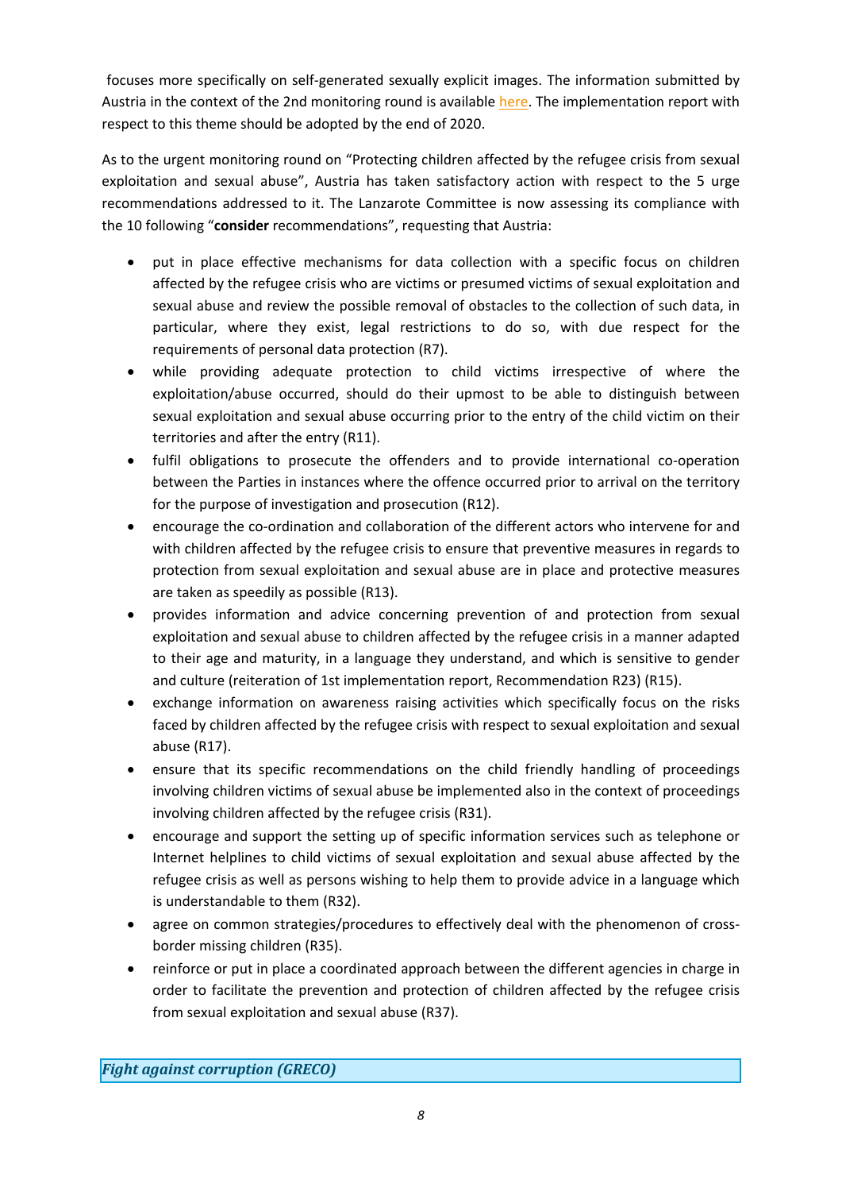focuses more specifically on self-generated sexually explicit images. The information submitted by Austria in the context of the 2nd monitoring round is available here. The implementation report with respect to this theme should be adopted by the end of 2020.

As to the urgent monitoring round on "Protecting children affected by the refugee crisis from sexual exploitation and sexual abuse", Austria has taken satisfactory action with respect to the 5 urge recommendations addressed to it. The Lanzarote Committee is now assessing its compliance with the 10 following "**consider** recommendations", requesting that Austria:

- put in place effective mechanisms for data collection with a specific focus on children affected by the refugee crisis who are victims or presumed victims of sexual exploitation and sexual abuse and review the possible removal of obstacles to the collection of such data, in particular, where they exist, legal restrictions to do so, with due respect for the requirements of personal data protection (R7).
- while providing adequate protection to child victims irrespective of where the exploitation/abuse occurred, should do their upmost to be able to distinguish between sexual exploitation and sexual abuse occurring prior to the entry of the child victim on their territories and after the entry (R11).
- fulfil obligations to prosecute the offenders and to provide international co-operation between the Parties in instances where the offence occurred prior to arrival on the territory for the purpose of investigation and prosecution (R12).
- encourage the co-ordination and collaboration of the different actors who intervene for and with children affected by the refugee crisis to ensure that preventive measures in regards to protection from sexual exploitation and sexual abuse are in place and protective measures are taken as speedily as possible (R13).
- provides information and advice concerning prevention of and protection from sexual exploitation and sexual abuse to children affected by the refugee crisis in a manner adapted to their age and maturity, in a language they understand, and which is sensitive to gender and culture (reiteration of 1st implementation report, Recommendation R23) (R15).
- exchange information on awareness raising activities which specifically focus on the risks faced by children affected by the refugee crisis with respect to sexual exploitation and sexual abuse (R17).
- ensure that its specific recommendations on the child friendly handling of proceedings involving children victims of sexual abuse be implemented also in the context of proceedings involving children affected by the refugee crisis (R31).
- encourage and support the setting up of specific information services such as telephone or Internet helplines to child victims of sexual exploitation and sexual abuse affected by the refugee crisis as well as persons wishing to help them to provide advice in a language which is understandable to them (R32).
- agree on common strategies/procedures to effectively deal with the phenomenon of cross-border missing children (R35).
- reinforce or put in place a coordinated approach between the different agencies in charge in order to facilitate the prevention and protection of children affected by the refugee crisis from sexual exploitation and sexual abuse (R37).

### *Fight against corruption (GRECO)*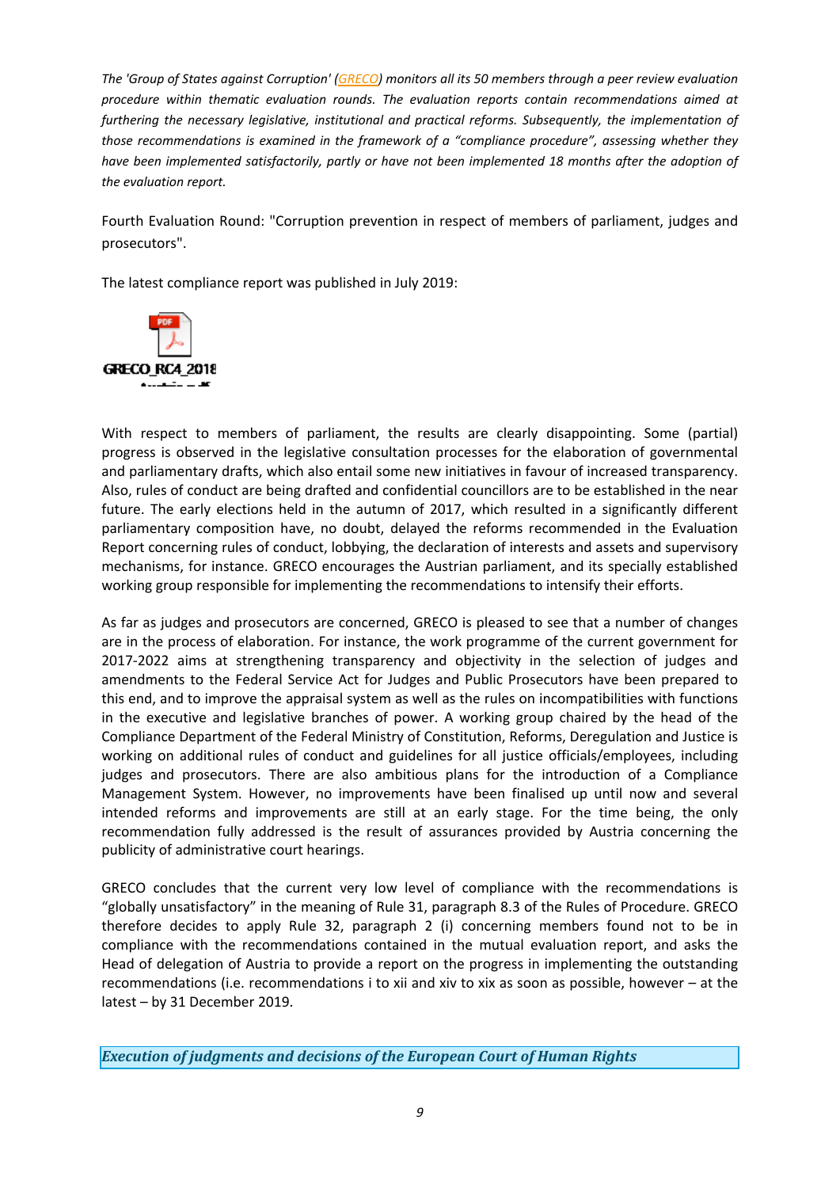*The 'Group of States against Corruption' (GRECO) monitors all its 50 members through a peer review evaluation procedure within thematic evaluation rounds. The evaluation reports contain recommendations aimed at furthering the necessary legislative, institutional and practical reforms. Subsequently, the implementation of those recommendations is examined in the framework of a "compliance procedure", assessing whether they have been implemented satisfactorily, partly or have not been implemented 18 months after the adoption of the evaluation report.*

Fourth Evaluation Round: "Corruption prevention in respect of members of parliament, judges and prosecutors".

The latest compliance report was published in July 2019:

GRECO_RC4_2018

With respect to members of parliament, the results are clearly disappointing. Some (partial) progress is observed in the legislative consultation processes for the elaboration of governmental and parliamentary drafts, which also entail some new initiatives in favour of increased transparency. Also, rules of conduct are being drafted and confidential councillors are to be established in the near future. The early elections held in the autumn of 2017, which resulted in a significantly different parliamentary composition have, no doubt, delayed the reforms recommended in the Evaluation Report concerning rules of conduct, lobbying, the declaration of interests and assets and supervisory mechanisms, for instance. GRECO encourages the Austrian parliament, and its specially established working group responsible for implementing the recommendations to intensify their efforts.

As far as judges and prosecutors are concerned, GRECO is pleased to see that a number of changes are in the process of elaboration. For instance, the work programme of the current government for 2017-2022 aims at strengthening transparency and objectivity in the selection of judges and amendments to the Federal Service Act for Judges and Public Prosecutors have been prepared to this end, and to improve the appraisal system as well as the rules on incompatibilities with functions in the executive and legislative branches of power. A working group chaired by the head of the Compliance Department of the Federal Ministry of Constitution, Reforms, Deregulation and Justice is working on additional rules of conduct and guidelines for all justice officials/employees, including judges and prosecutors. There are also ambitious plans for the introduction of a Compliance Management System. However, no improvements have been finalised up until now and several intended reforms and improvements are still at an early stage. For the time being, the only recommendation fully addressed is the result of assurances provided by Austria concerning the publicity of administrative court hearings.

GRECO concludes that the current very low level of compliance with the recommendations is "globally unsatisfactory" in the meaning of Rule 31, paragraph 8.3 of the Rules of Procedure. GRECO therefore decides to apply Rule 32, paragraph 2 (i) concerning members found not to be in compliance with the recommendations contained in the mutual evaluation report, and asks the Head of delegation of Austria to provide a report on the progress in implementing the outstanding recommendations (i.e. recommendations i to xii and xiv to xix as soon as possible, however – at the latest – by 31 December 2019.

## *Execution of judgments and decisions of the European Court of Human Rights*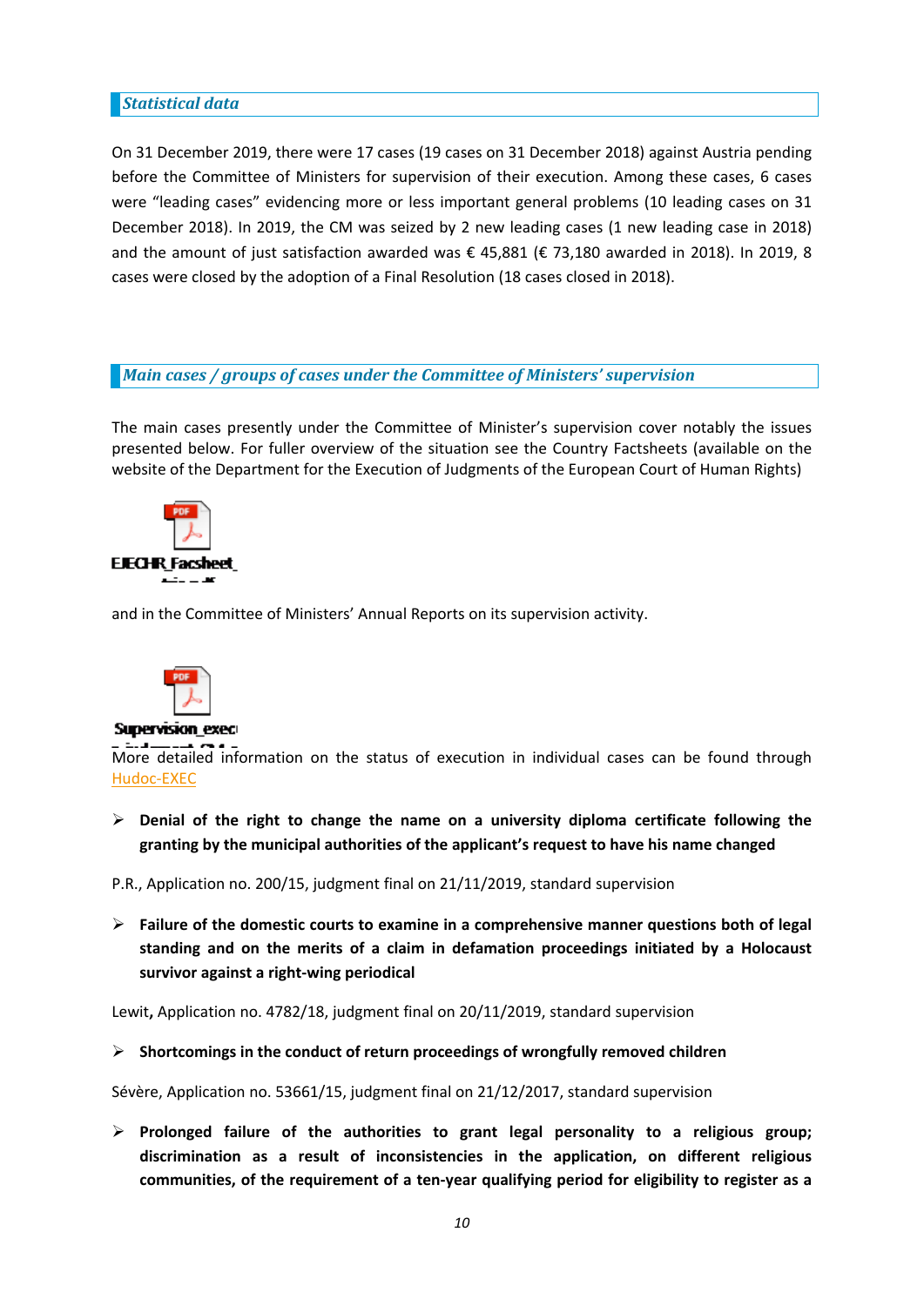## *Statistical data*

On 31 December 2019, there were 17 cases (19 cases on 31 December 2018) against Austria pending before the Committee of Ministers for supervision of their execution. Among these cases, 6 cases were "leading cases" evidencing more or less important general problems (10 leading cases on 31 December 2018). In 2019, the CM was seized by 2 new leading cases (1 new leading case in 2018) and the amount of just satisfaction awarded was € 45,881 (€ 73,180 awarded in 2018). In 2019, 8 cases were closed by the adoption of a Final Resolution (18 cases closed in 2018).

## *Main cases / groups of cases under the Committee of Ministers' supervision*

The main cases presently under the Committee of Minister's supervision cover notably the issues presented below. For fuller overview of the situation see the Country Factsheets (available on the website of the Department for the Execution of Judgments of the European Court of Human Rights)

EJECHR_Facsheet_

and in the Committee of Ministers' Annual Reports on its supervision activity.

Supervision_exec

More detailed information on the status of execution in individual cases can be found through Hudoc-EXEC

- **Denial of the right to change the name on a university diploma certificate following the granting by the municipal authorities of the applicant's request to have his name changed**

P.R., Application no. 200/15, judgment final on 21/11/2019, standard supervision

- **Failure of the domestic courts to examine in a comprehensive manner questions both of legal standing and on the merits of a claim in defamation proceedings initiated by a Holocaust survivor against a right-wing periodical**

Lewit**,** Application no. 4782/18, judgment final on 20/11/2019, standard supervision

- **Shortcomings in the conduct of return proceedings of wrongfully removed children**

Sévère, Application no. 53661/15, judgment final on 21/12/2017, standard supervision

- **Prolonged failure of the authorities to grant legal personality to a religious group; discrimination as a result of inconsistencies in the application, on different religious communities, of the requirement of a ten-year qualifying period for eligibility to register as a**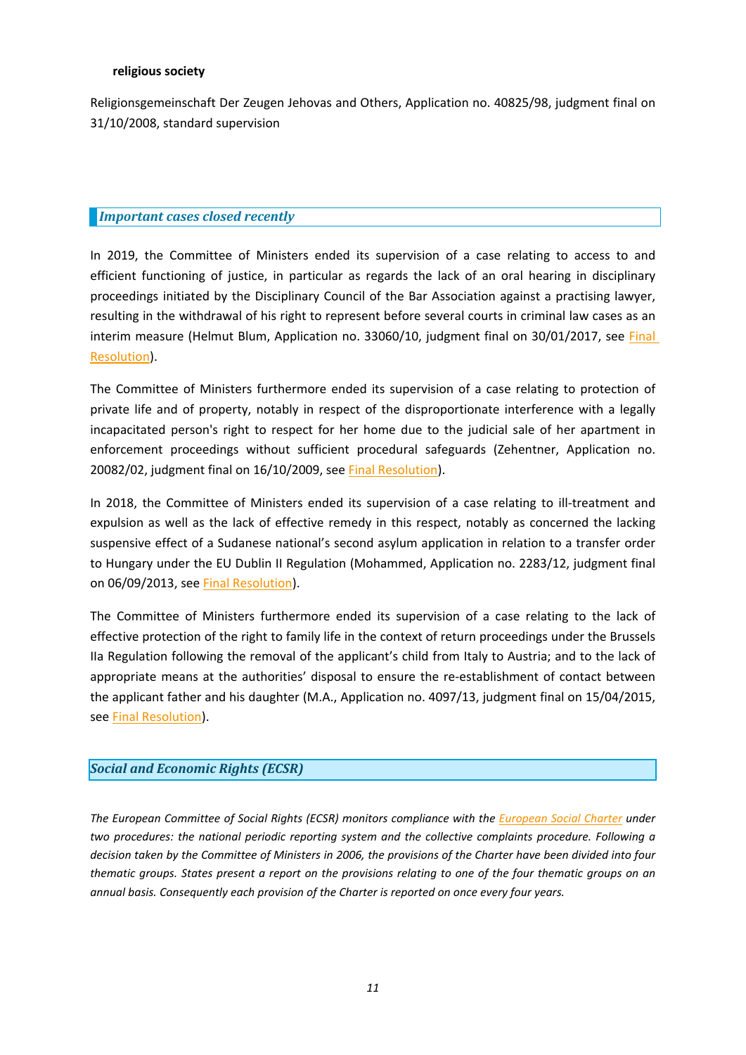**religious society**

Religionsgemeinschaft Der Zeugen Jehovas and Others, Application no. 40825/98, judgment final on 31/10/2008, standard supervision

## *Important cases closed recently*

In 2019, the Committee of Ministers ended its supervision of a case relating to access to and efficient functioning of justice, in particular as regards the lack of an oral hearing in disciplinary proceedings initiated by the Disciplinary Council of the Bar Association against a practising lawyer, resulting in the withdrawal of his right to represent before several courts in criminal law cases as an interim measure (Helmut Blum, Application no. 33060/10, judgment final on 30/01/2017, see Final Resolution).

The Committee of Ministers furthermore ended its supervision of a case relating to protection of private life and of property, notably in respect of the disproportionate interference with a legally incapacitated person's right to respect for her home due to the judicial sale of her apartment in enforcement proceedings without sufficient procedural safeguards (Zehentner, Application no. 20082/02, judgment final on 16/10/2009, see Final Resolution).

In 2018, the Committee of Ministers ended its supervision of a case relating to ill-treatment and expulsion as well as the lack of effective remedy in this respect, notably as concerned the lacking suspensive effect of a Sudanese national's second asylum application in relation to a transfer order to Hungary under the EU Dublin II Regulation (Mohammed, Application no. 2283/12, judgment final on 06/09/2013, see Final Resolution).

The Committee of Ministers furthermore ended its supervision of a case relating to the lack of effective protection of the right to family life in the context of return proceedings under the Brussels IIa Regulation following the removal of the applicant's child from Italy to Austria; and to the lack of appropriate means at the authorities' disposal to ensure the re-establishment of contact between the applicant father and his daughter (M.A., Application no. 4097/13, judgment final on 15/04/2015, see Final Resolution).

## *Social and Economic Rights (ECSR)*

*The European Committee of Social Rights (ECSR) monitors compliance with the European Social Charter under two procedures: the national periodic reporting system and the collective complaints procedure. Following a decision taken by the Committee of Ministers in 2006, the provisions of the Charter have been divided into four thematic groups. States present a report on the provisions relating to one of the four thematic groups on an annual basis. Consequently each provision of the Charter is reported on once every four years.*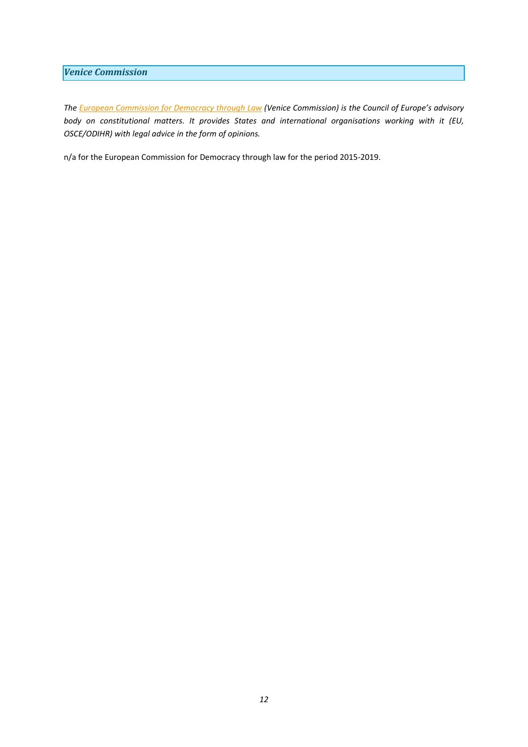## *Venice Commission*

*The European Commission for Democracy through Law (Venice Commission) is the Council of Europe's advisory body on constitutional matters. It provides States and international organisations working with it (EU, OSCE/ODIHR) with legal advice in the form of opinions.*

n/a for the European Commission for Democracy through law for the period 2015-2019.